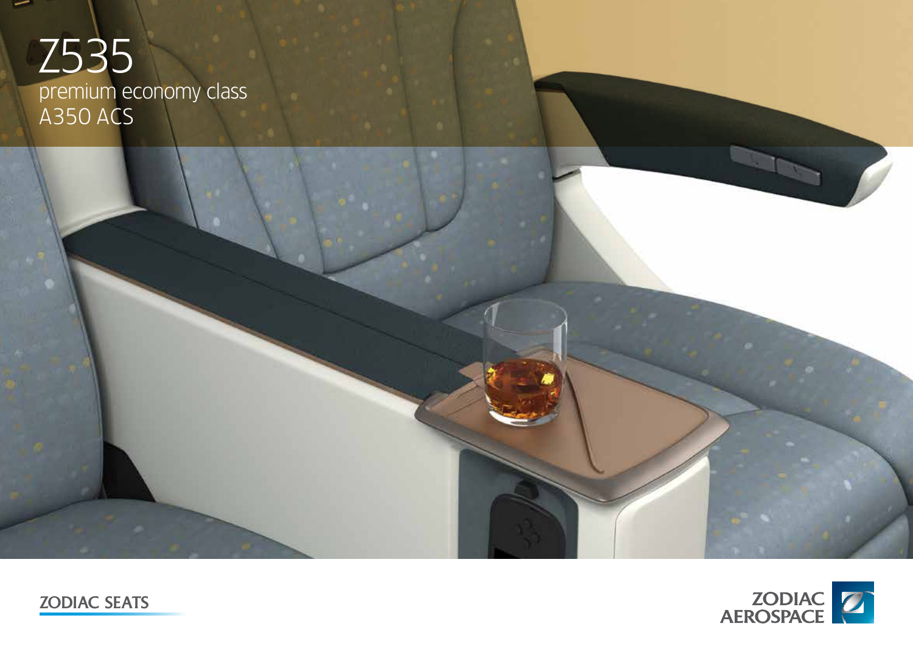# Z535

## premium economy class
## A350 ACS

ZODIAC SEATS

ZODIAC AEROSPACE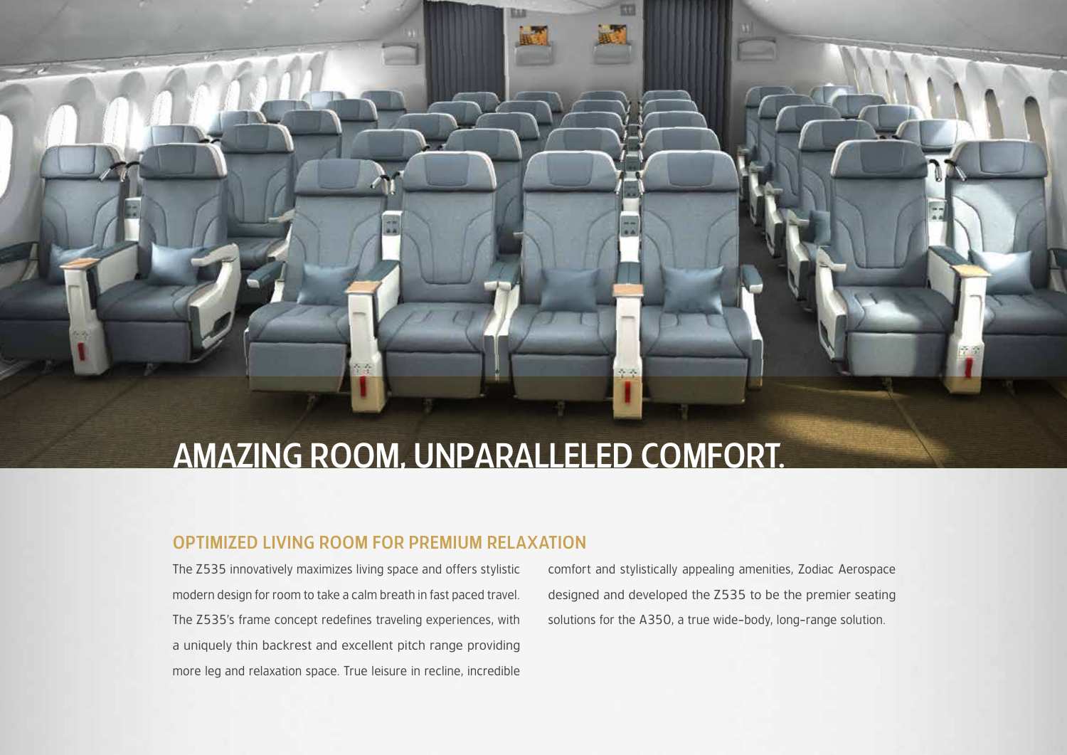# AMAZING ROOM, UNPARALLELED COMFORT.

## OPTIMIZED LIVING ROOM FOR PREMIUM RELAXATION

The Z535 innovatively maximizes living space and offers stylistic modern design for room to take a calm breath in fast paced travel. The Z535's frame concept redefines traveling experiences, with a uniquely thin backrest and excellent pitch range providing more leg and relaxation space. True leisure in recline, incredible comfort and stylistically appealing amenities, Zodiac Aerospace designed and developed the Z535 to be the premier seating solutions for the A350, a true wide-body, long-range solution.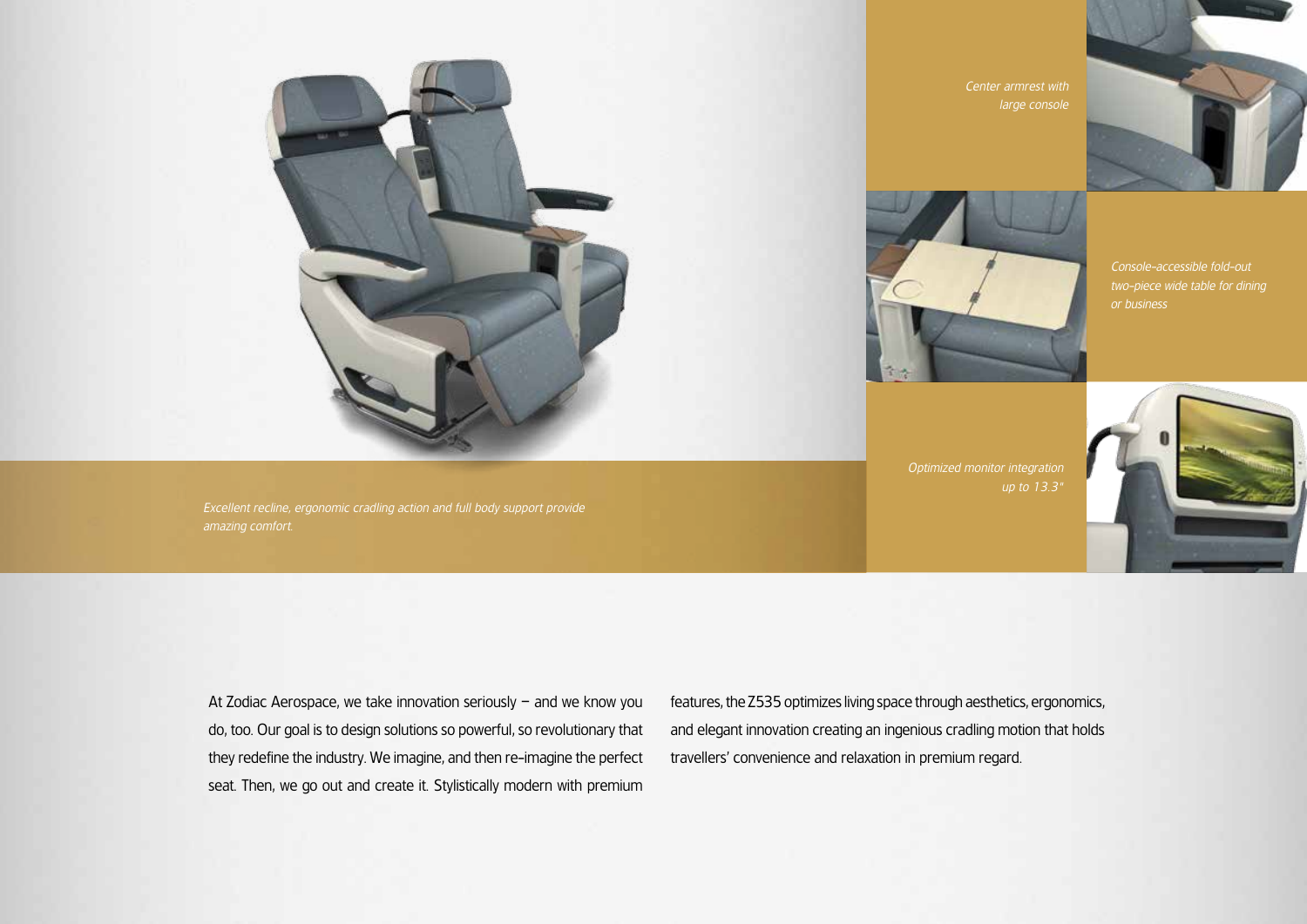*Center armrest with large console*

*Console-accessible fold-out two-piece wide table for dining or business*

*Optimized monitor integration up to 13.3"*

*Excellent recline, ergonomic cradling action and full body support provide amazing comfort.*

At Zodiac Aerospace, we take innovation seriously – and we know you do, too. Our goal is to design solutions so powerful, so revolutionary that they redefine the industry. We imagine, and then re-imagine the perfect seat. Then, we go out and create it. Stylistically modern with premium features, the Z535 optimizes living space through aesthetics, ergonomics, and elegant innovation creating an ingenious cradling motion that holds travellers' convenience and relaxation in premium regard.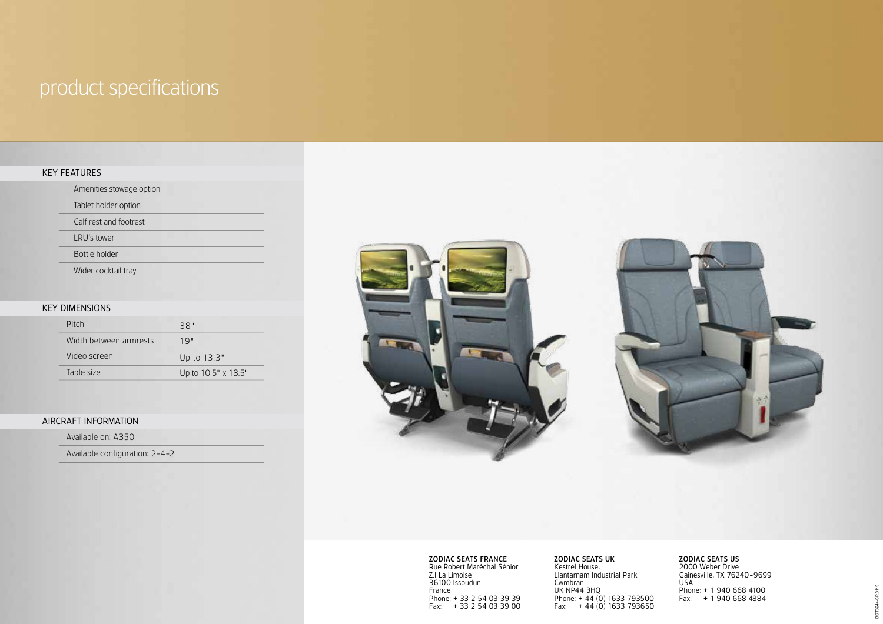# product specifications

## KEY FEATURES

- Amenities stowage option
- Tablet holder option
- Calf rest and footrest
- LRU's tower
- Bottle holder
- Wider cocktail tray

## KEY DIMENSIONS

| | |
|---|---|
| Pitch | 38" |
| Width between armrests | 19" |
| Video screen | Up to 13.3" |
| Table size | Up to 10.5" x 18.5" |

## AIRCRAFT INFORMATION

- Available on: A350
- Available configuration: 2-4-2

**ZODIAC SEATS FRANCE**
Rue Robert Maréchal Sénior
Z.I La Limoise
36100 Issoudun
France
Phone: + 33 2 54 03 39 39
Fax: + 33 2 54 03 39 00

**ZODIAC SEATS UK**
Kestrel House,
Llantarnam Industrial Park
Cwmbran
UK NP44 3HQ
Phone: + 44 (0) 1633 793500
Fax: + 44 (0) 1633 793650

**ZODIAC SEATS US**
2000 Weber Drive
Gainesville, TX 76240-9699
USA
Phone: + 1 940 668 4100
Fax: + 1 940 668 4884

BST3244-SP.0115